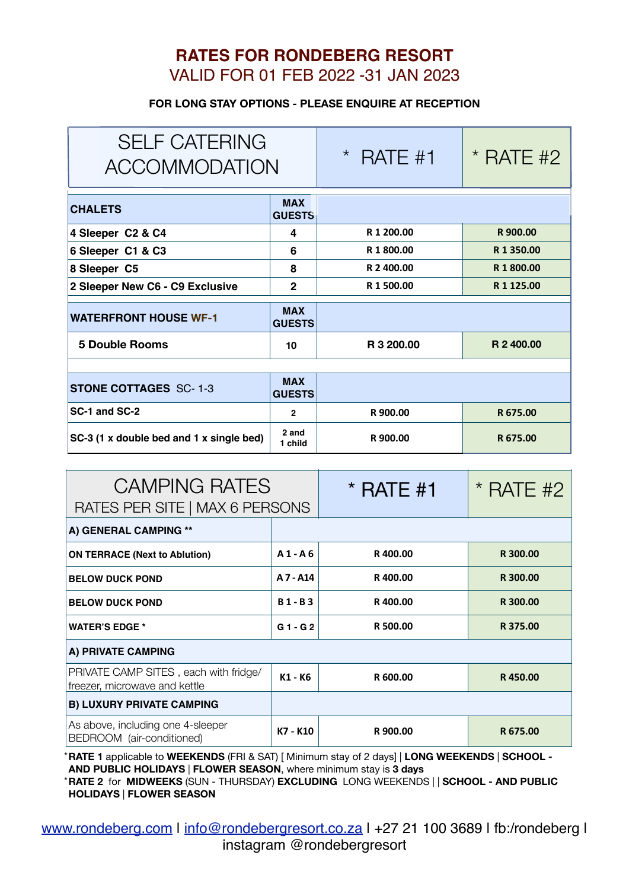# RATES FOR RONDEBERG RESORT

## VALID FOR 01 FEB 2022 -31 JAN 2023

**FOR LONG STAY OPTIONS - PLEASE ENQUIRE AT RECEPTION**

| SELF CATERING ACCOMMODATION | | * RATE #1 | * RATE #2 |
|---|---|---|---|
| **CHALETS** | **MAX GUESTS** | | |
| **4 Sleeper C2 & C4** | **4** | **R 1 200.00** | **R 900.00** |
| **6 Sleeper C1 & C3** | **6** | **R 1 800.00** | **R 1 350.00** |
| **8 Sleeper C5** | **8** | **R 2 400.00** | **R 1 800.00** |
| **2 Sleeper New C6 - C9 Exclusive** | **2** | **R 1 500.00** | **R 1 125.00** |
| **WATERFRONT HOUSE WF-1** | **MAX GUESTS** | | |
| **5 Double Rooms** | **10** | **R 3 200.00** | **R 2 400.00** |
| | | | |
| **STONE COTTAGES** SC- 1-3 | **MAX GUESTS** | | |
| **SC-1 and SC-2** | **2** | **R 900.00** | **R 675.00** |
| **SC-3 (1 x double bed and 1 x single bed)** | **2 and 1 child** | **R 900.00** | **R 675.00** |

| CAMPING RATES<br>RATES PER SITE \| MAX 6 PERSONS | | * RATE #1 | * RATE #2 |
|---|---|---|---|
| **A) GENERAL CAMPING \*\*** | | | |
| **ON TERRACE (Next to Ablution)** | **A 1 - A 6** | **R 400.00** | **R 300.00** |
| **BELOW DUCK POND** | **A 7 - A14** | **R 400.00** | **R 300.00** |
| **BELOW DUCK POND** | **B 1 - B 3** | **R 400.00** | **R 300.00** |
| **WATER'S EDGE \*** | **G 1 - G 2** | **R 500.00** | **R 375.00** |
| **A) PRIVATE CAMPING** | | | |
| PRIVATE CAMP SITES , each with fridge/ freezer, microwave and kettle | **K1 - K6** | **R 600.00** | **R 450.00** |
| **B) LUXURY PRIVATE CAMPING** | | | |
| As above, including one 4-sleeper BEDROOM (air-conditioned) | **K7 - K10** | **R 900.00** | **R 675.00** |

*__RATE 1__ applicable to **WEEKENDS** (FRI & SAT) [ Minimum stay of 2 days] | **LONG WEEKENDS** | **SCHOOL - AND PUBLIC HOLIDAYS** | **FLOWER SEASON**, where minimum stay is **3 days**

*__RATE 2__ for **MIDWEEKS** (SUN - THURSDAY) **EXCLUDING** LONG WEEKENDS | | **SCHOOL - AND PUBLIC HOLIDAYS** | **FLOWER SEASON**

[www.rondeberg.com](http://www.rondeberg.com) I [info@rondebergresort.co.za](mailto:info@rondebergresort.co.za) I +27 21 100 3689 I fb:/rondeberg I instagram @rondebergresort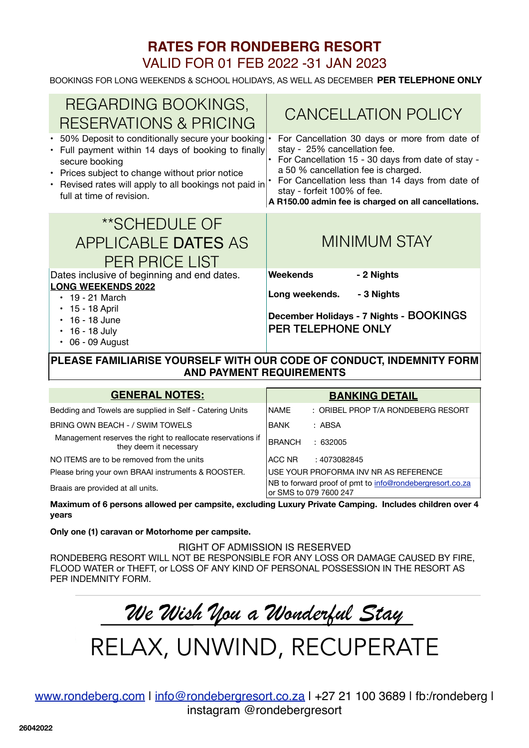# RATES FOR RONDEBERG RESORT

## VALID FOR 01 FEB 2022 -31 JAN 2023

BOOKINGS FOR LONG WEEKENDS & SCHOOL HOLIDAYS, AS WELL AS DECEMBER **PER TELEPHONE ONLY**

## REGARDING BOOKINGS, RESERVATIONS & PRICING

- 50% Deposit to conditionally secure your booking
- Full payment within 14 days of booking to finally secure booking
- Prices subject to change without prior notice
- Revised rates will apply to all bookings not paid in full at time of revision.

## CANCELLATION POLICY

- For Cancellation 30 days or more from date of stay - 25% cancellation fee.
- For Cancellation 15 - 30 days from date of stay - a 50 % cancellation fee is charged.
- For Cancellation less than 14 days from date of stay - forfeit 100% of fee.

**A R150.00 admin fee is charged on all cancellations.**

## **SCHEDULE OF APPLICABLE DATES AS PER PRICE LIST

Dates inclusive of beginning and end dates.

**LONG WEEKENDS 2022**

- 19 - 21 March
- 15 - 18 April
- 16 - 18 June
- 16 - 18 July
- 06 - 09 August

## MINIMUM STAY

**Weekends - 2 Nights**

**Long weekends. - 3 Nights**

**December Holidays - 7 Nights - BOOKINGS PER TELEPHONE ONLY**

**PLEASE FAMILIARISE YOURSELF WITH OUR CODE OF CONDUCT, INDEMNITY FORM AND PAYMENT REQUIREMENTS**

## GENERAL NOTES:

- Bedding and Towels are supplied in Self - Catering Units
- BRING OWN BEACH - / SWIM TOWELS
- Management reserves the right to reallocate reservations if they deem it necessary
- NO ITEMS are to be removed from the units
- Please bring your own BRAAI instruments & ROOSTER.
- Braais are provided at all units.

## BANKING DETAIL

| | |
|---|---|
| NAME | : ORIBEL PROP T/A RONDEBERG RESORT |
| BANK | : ABSA |
| BRANCH | : 632005 |
| ACC NR | : 4073082845 |

USE YOUR PROFORMA INV NR AS REFERENCE

NB to forward proof of pmt to info@rondebergresort.co.za or SMS to 079 7600 247

**Maximum of 6 persons allowed per campsite, excluding Luxury Private Camping. Includes children over 4 years**

**Only one (1) caravan or Motorhome per campsite.**

RIGHT OF ADMISSION IS RESERVED

RONDEBERG RESORT WILL NOT BE RESPONSIBLE FOR ANY LOSS OR DAMAGE CAUSED BY FIRE, FLOOD WATER or THEFT, or LOSS OF ANY KIND OF PERSONAL POSSESSION IN THE RESORT AS PER INDEMNITY FORM.

*We Wish You a Wonderful Stay*

RELAX, UNWIND, RECUPERATE

www.rondeberg.com I info@rondebergresort.co.za I +27 21 100 3689 I fb:/rondeberg I instagram @rondebergresort

26042022